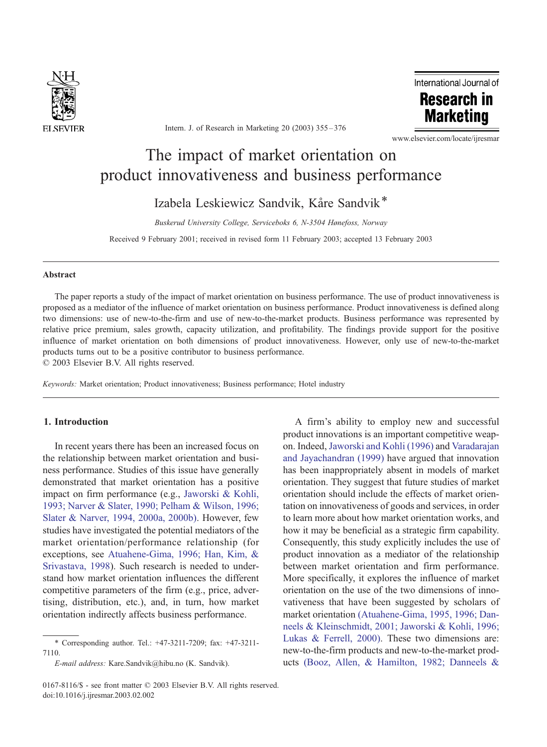# The impact of market orientation on product innovativeness and business performance

Izabela Leskiewicz Sandvik, Kåre Sandvik*

*Buskerud University College, Serviceboks 6, N-3504 Hønefoss, Norway*

Received 9 February 2001; received in revised form 11 February 2003; accepted 13 February 2003

## Abstract

The paper reports a study of the impact of market orientation on business performance. The use of product innovativeness is proposed as a mediator of the influence of market orientation on business performance. Product innovativeness is defined along two dimensions: use of new-to-the-firm and use of new-to-the-market products. Business performance was represented by relative price premium, sales growth, capacity utilization, and profitability. The findings provide support for the positive influence of market orientation on both dimensions of product innovativeness. However, only use of new-to-the-market products turns out to be a positive contributor to business performance.

© 2003 Elsevier B.V. All rights reserved.

*Keywords:* Market orientation; Product innovativeness; Business performance; Hotel industry

## 1. Introduction

In recent years there has been an increased focus on the relationship between market orientation and business performance. Studies of this issue have generally demonstrated that market orientation has a positive impact on firm performance (e.g., Jaworski & Kohli, 1993; Narver & Slater, 1990; Pelham & Wilson, 1996; Slater & Narver, 1994, 2000a, 2000b). However, few studies have investigated the potential mediators of the market orientation/performance relationship (for exceptions, see Atuahene-Gima, 1996; Han, Kim, & Srivastava, 1998). Such research is needed to understand how market orientation influences the different competitive parameters of the firm (e.g., price, advertising, distribution, etc.), and, in turn, how market orientation indirectly affects business performance.

A firm's ability to employ new and successful product innovations is an important competitive weapon. Indeed, Jaworski and Kohli (1996) and Varadarajan and Jayachandran (1999) have argued that innovation has been inappropriately absent in models of market orientation. They suggest that future studies of market orientation should include the effects of market orientation on innovativeness of goods and services, in order to learn more about how market orientation works, and how it may be beneficial as a strategic firm capability. Consequently, this study explicitly includes the use of product innovation as a mediator of the relationship between market orientation and firm performance. More specifically, it explores the influence of market orientation on the use of the two dimensions of innovativeness that have been suggested by scholars of market orientation (Atuahene-Gima, 1995, 1996; Danneels & Kleinschmidt, 2001; Jaworski & Kohli, 1996; Lukas & Ferrell, 2000). These two dimensions are: new-to-the-firm products and new-to-the-market products (Booz, Allen, & Hamilton, 1982; Danneels &

---

* Corresponding author. Tel.: +47-3211-7209; fax: +47-3211-7110.

*E-mail address:* Kare.Sandvik@hibu.no (K. Sandvik).

0167-8116/$ - see front matter © 2003 Elsevier B.V. All rights reserved.
doi:10.1016/j.ijresmar.2003.02.002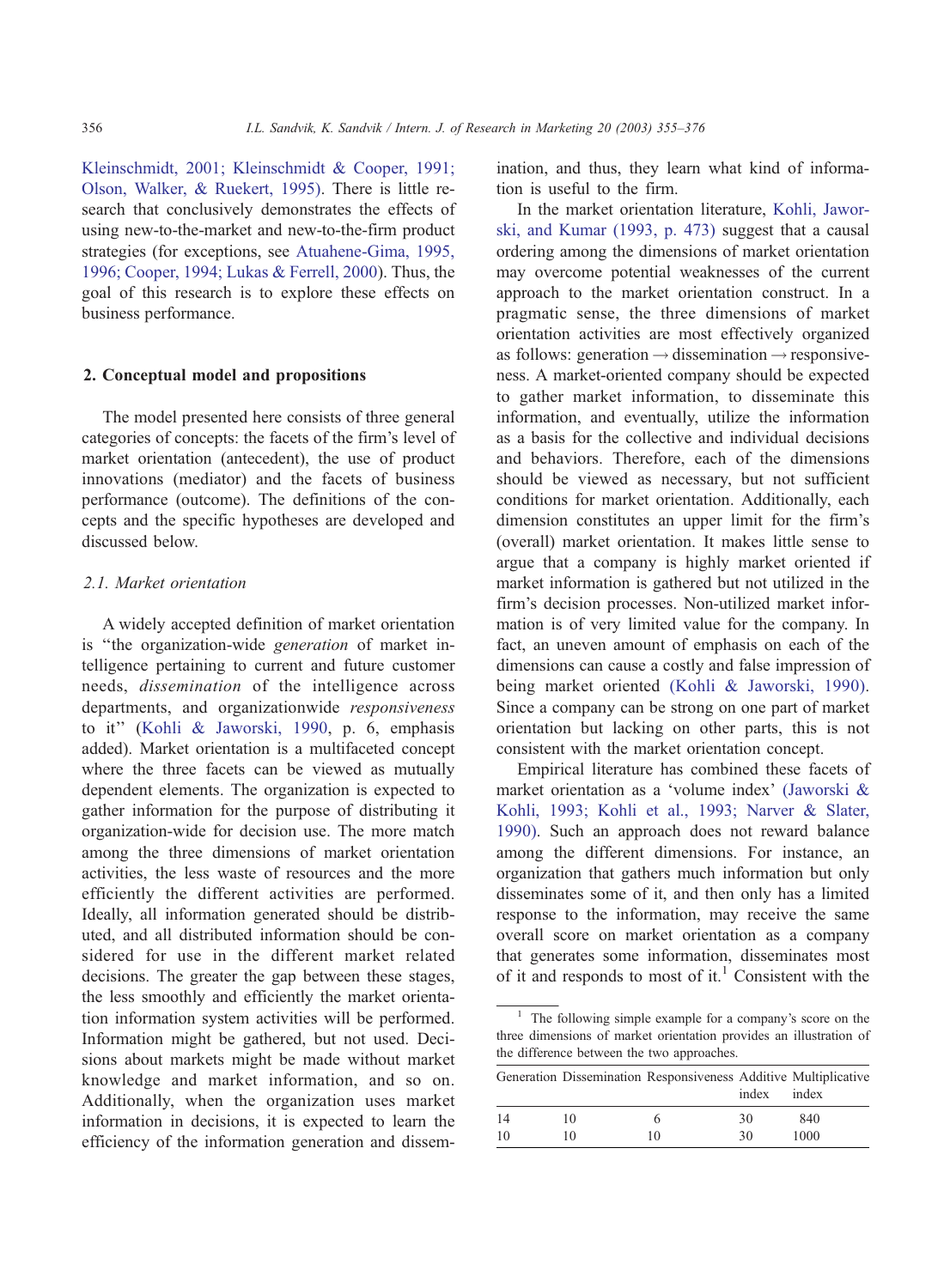Kleinschmidt, 2001; Kleinschmidt & Cooper, 1991; Olson, Walker, & Ruekert, 1995). There is little research that conclusively demonstrates the effects of using new-to-the-market and new-to-the-firm product strategies (for exceptions, see Atuahene-Gima, 1995, 1996; Cooper, 1994; Lukas & Ferrell, 2000). Thus, the goal of this research is to explore these effects on business performance.

## 2. Conceptual model and propositions

The model presented here consists of three general categories of concepts: the facets of the firm's level of market orientation (antecedent), the use of product innovations (mediator) and the facets of business performance (outcome). The definitions of the concepts and the specific hypotheses are developed and discussed below.

### 2.1. Market orientation

A widely accepted definition of market orientation is "the organization-wide *generation* of market intelligence pertaining to current and future customer needs, *dissemination* of the intelligence across departments, and organizationwide *responsiveness* to it" (Kohli & Jaworski, 1990, p. 6, emphasis added). Market orientation is a multifaceted concept where the three facets can be viewed as mutually dependent elements. The organization is expected to gather information for the purpose of distributing it organization-wide for decision use. The more match among the three dimensions of market orientation activities, the less waste of resources and the more efficiently the different activities are performed. Ideally, all information generated should be distributed, and all distributed information should be considered for use in the different market related decisions. The greater the gap between these stages, the less smoothly and efficiently the market orientation information system activities will be performed. Information might be gathered, but not used. Decisions about markets might be made without market knowledge and market information, and so on. Additionally, when the organization uses market information in decisions, it is expected to learn the efficiency of the information generation and dissemination, and thus, they learn what kind of information is useful to the firm.

In the market orientation literature, Kohli, Jaworski, and Kumar (1993, p. 473) suggest that a causal ordering among the dimensions of market orientation may overcome potential weaknesses of the current approach to the market orientation construct. In a pragmatic sense, the three dimensions of market orientation activities are most effectively organized as follows: generation → dissemination → responsiveness. A market-oriented company should be expected to gather market information, to disseminate this information, and eventually, utilize the information as a basis for the collective and individual decisions and behaviors. Therefore, each of the dimensions should be viewed as necessary, but not sufficient conditions for market orientation. Additionally, each dimension constitutes an upper limit for the firm's (overall) market orientation. It makes little sense to argue that a company is highly market oriented if market information is gathered but not utilized in the firm's decision processes. Non-utilized market information is of very limited value for the company. In fact, an uneven amount of emphasis on each of the dimensions can cause a costly and false impression of being market oriented (Kohli & Jaworski, 1990). Since a company can be strong on one part of market orientation but lacking on other parts, this is not consistent with the market orientation concept.

Empirical literature has combined these facets of market orientation as a 'volume index' (Jaworski & Kohli, 1993; Kohli et al., 1993; Narver & Slater, 1990). Such an approach does not reward balance among the different dimensions. For instance, an organization that gathers much information but only disseminates some of it, and then only has a limited response to the information, may receive the same overall score on market orientation as a company that generates some information, disseminates most of it and responds to most of it.[1] Consistent with the

[1] The following simple example for a company's score on the three dimensions of market orientation provides an illustration of the difference between the two approaches.

| Generation | Dissemination | Responsiveness | Additive index | Multiplicative index |
|---|---|---|---|---|
| 14 | 10 | 6 | 30 | 840 |
| 10 | 10 | 10 | 30 | 1000 |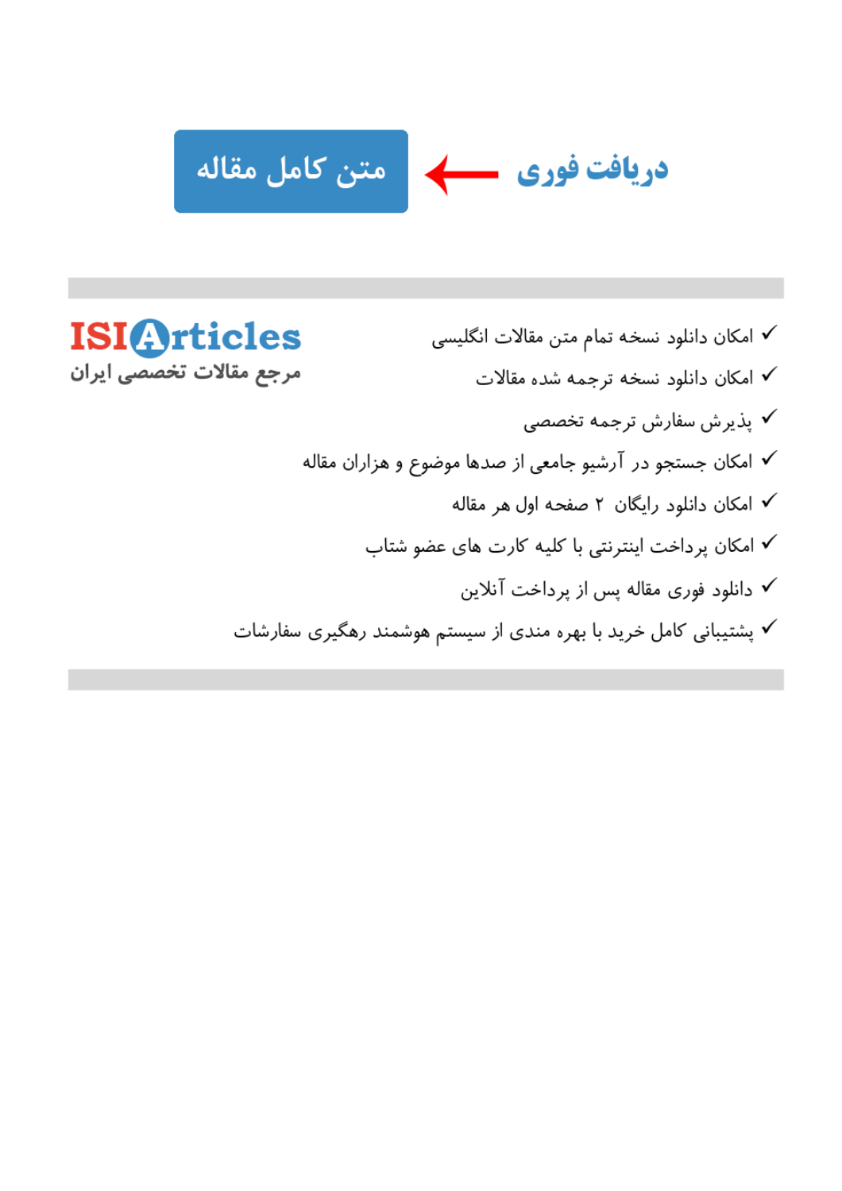دریافت فوری ← متن کامل مقاله

**ISIArticles**
مرجع مقالات تخصصی ایران

- ✓ امکان دانلود نسخه تمام متن مقالات انگلیسی
- ✓ امکان دانلود نسخه ترجمه شده مقالات
- ✓ پذیرش سفارش ترجمه تخصصی
- ✓ امکان جستجو در آرشیو جامعی از صدها موضوع و هزاران مقاله
- ✓ امکان دانلود رایگان ۲ صفحه اول هر مقاله
- ✓ امکان پرداخت اینترنتی با کلیه کارت های عضو شتاب
- ✓ دانلود فوری مقاله پس از پرداخت آنلاین
- ✓ پشتیبانی کامل خرید با بهره مندی از سیستم هوشمند رهگیری سفارشات